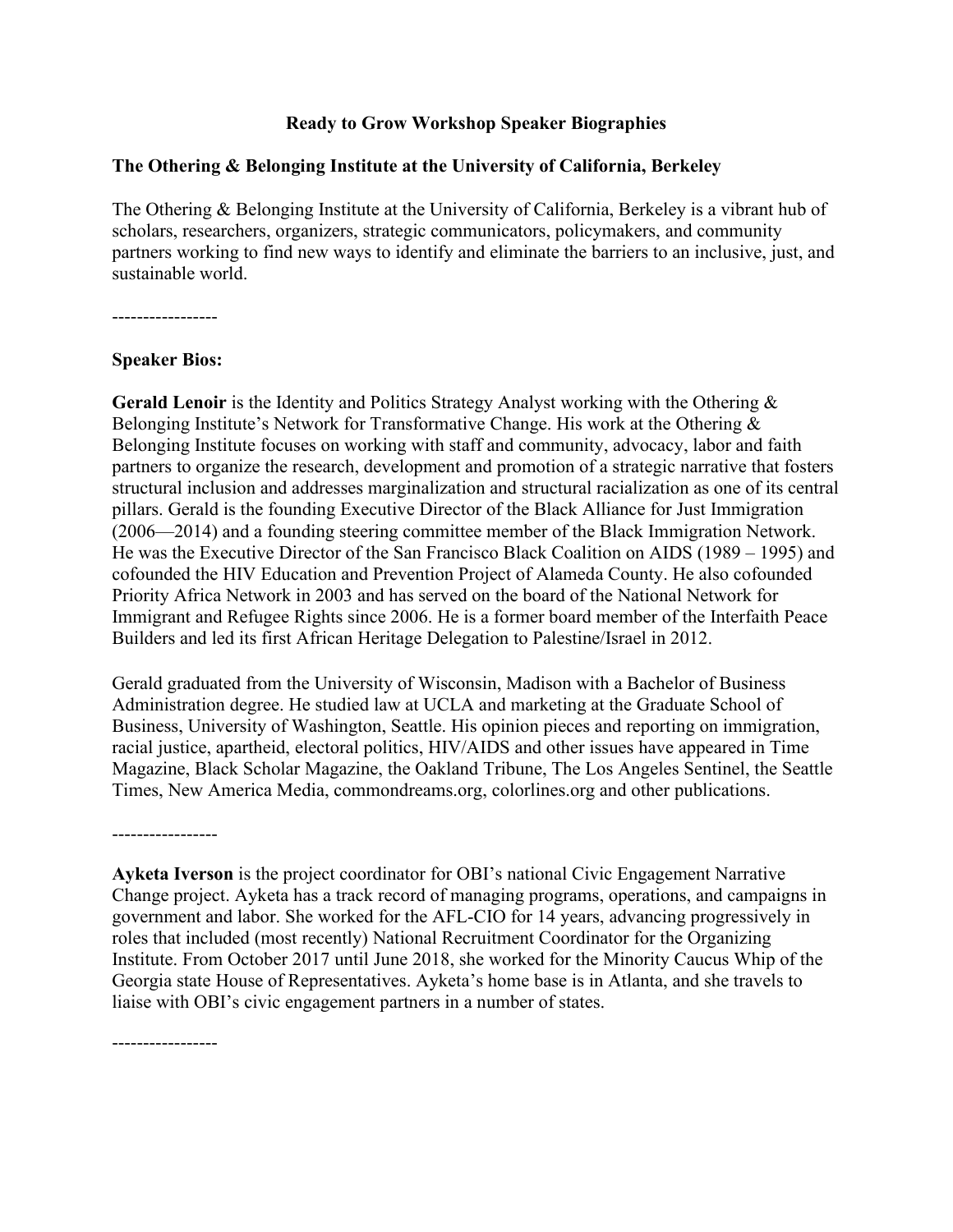# Ready to Grow Workshop Speaker Biographies

## The Othering & Belonging Institute at the University of California, Berkeley

The Othering & Belonging Institute at the University of California, Berkeley is a vibrant hub of scholars, researchers, organizers, strategic communicators, policymakers, and community partners working to find new ways to identify and eliminate the barriers to an inclusive, just, and sustainable world.

-----------------

**Speaker Bios:**

**Gerald Lenoir** is the Identity and Politics Strategy Analyst working with the Othering & Belonging Institute's Network for Transformative Change. His work at the Othering & Belonging Institute focuses on working with staff and community, advocacy, labor and faith partners to organize the research, development and promotion of a strategic narrative that fosters structural inclusion and addresses marginalization and structural racialization as one of its central pillars. Gerald is the founding Executive Director of the Black Alliance for Just Immigration (2006—2014) and a founding steering committee member of the Black Immigration Network. He was the Executive Director of the San Francisco Black Coalition on AIDS (1989 – 1995) and cofounded the HIV Education and Prevention Project of Alameda County. He also cofounded Priority Africa Network in 2003 and has served on the board of the National Network for Immigrant and Refugee Rights since 2006. He is a former board member of the Interfaith Peace Builders and led its first African Heritage Delegation to Palestine/Israel in 2012.

Gerald graduated from the University of Wisconsin, Madison with a Bachelor of Business Administration degree. He studied law at UCLA and marketing at the Graduate School of Business, University of Washington, Seattle. His opinion pieces and reporting on immigration, racial justice, apartheid, electoral politics, HIV/AIDS and other issues have appeared in Time Magazine, Black Scholar Magazine, the Oakland Tribune, The Los Angeles Sentinel, the Seattle Times, New America Media, commondreams.org, colorlines.org and other publications.

-----------------

**Ayketa Iverson** is the project coordinator for OBI's national Civic Engagement Narrative Change project. Ayketa has a track record of managing programs, operations, and campaigns in government and labor. She worked for the AFL-CIO for 14 years, advancing progressively in roles that included (most recently) National Recruitment Coordinator for the Organizing Institute. From October 2017 until June 2018, she worked for the Minority Caucus Whip of the Georgia state House of Representatives. Ayketa's home base is in Atlanta, and she travels to liaise with OBI's civic engagement partners in a number of states.

-----------------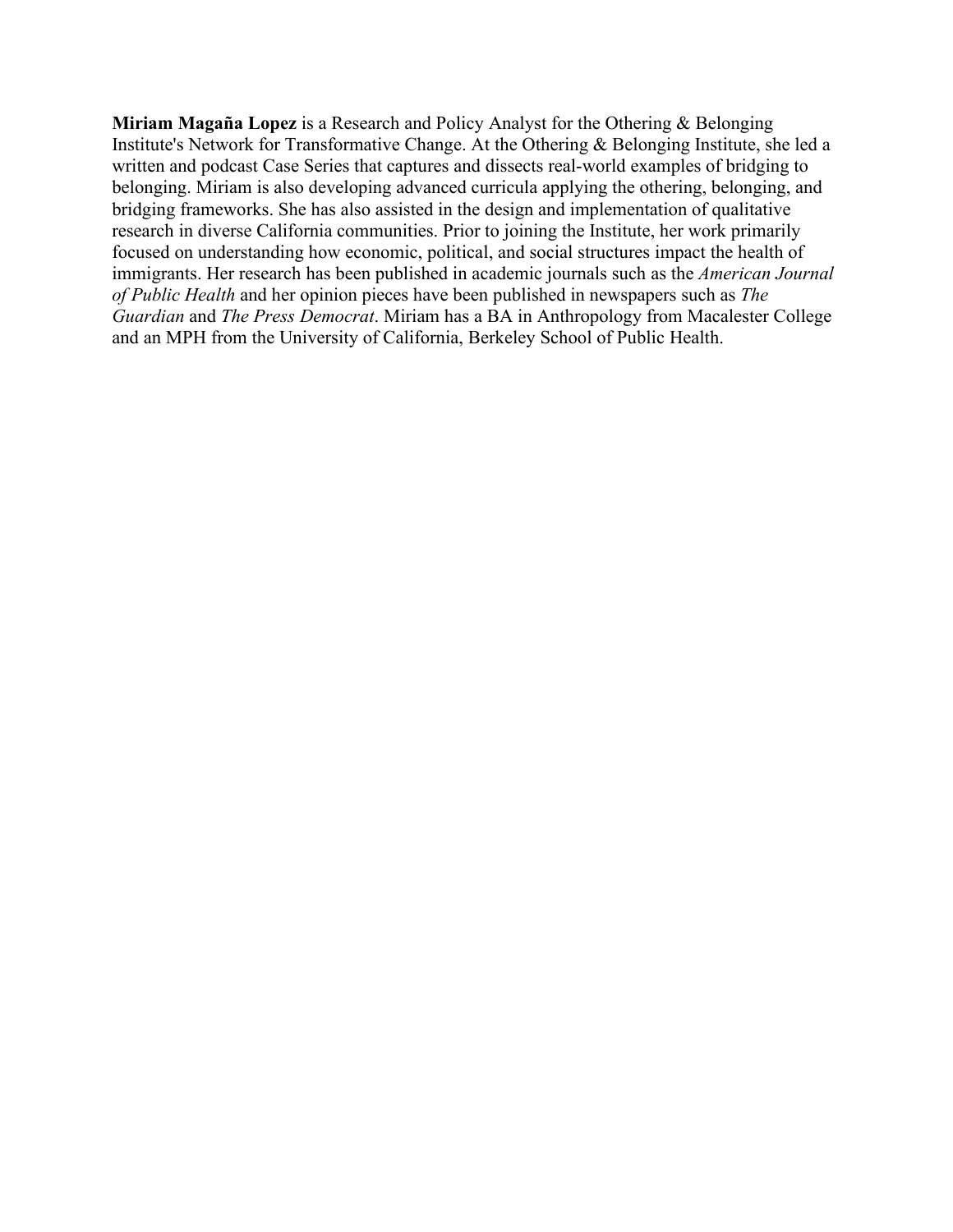**Miriam Magaña Lopez** is a Research and Policy Analyst for the Othering & Belonging Institute's Network for Transformative Change. At the Othering & Belonging Institute, she led a written and podcast Case Series that captures and dissects real-world examples of bridging to belonging. Miriam is also developing advanced curricula applying the othering, belonging, and bridging frameworks. She has also assisted in the design and implementation of qualitative research in diverse California communities. Prior to joining the Institute, her work primarily focused on understanding how economic, political, and social structures impact the health of immigrants. Her research has been published in academic journals such as the *American Journal of Public Health* and her opinion pieces have been published in newspapers such as *The Guardian* and *The Press Democrat*. Miriam has a BA in Anthropology from Macalester College and an MPH from the University of California, Berkeley School of Public Health.